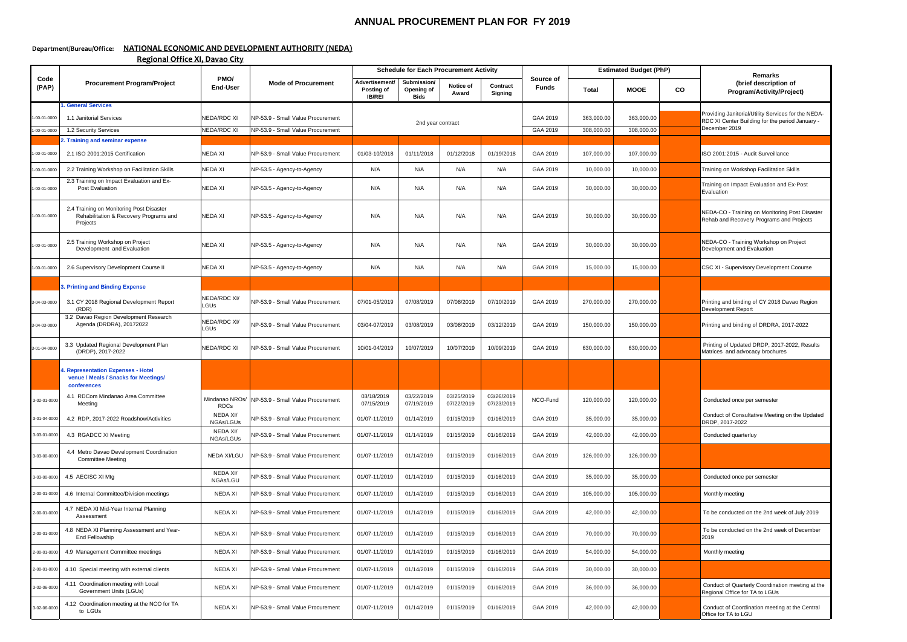# ANNUAL PROCUREMENT PLAN FOR FY 2019

**Department/Bureau/Office: NATIONAL ECONOMIC AND DEVELOPMENT AUTHORITY (NEDA)**

**Regional Office XI, Davao City**

| Code (PAP) | Procurement Program/Project | PMO/ End-User | Mode of Procurement | Schedule for Each Procurement Activity | | | | Source of Funds | Estimated Budget (PhP) | | | Remarks (brief description of Program/Activity/Project) |
|---|---|---|---|---|---|---|---|---|---|---|---|---|
| | | | | Advertisement/ Posting of IB/REI | Submission/ Opening of Bids | Notice of Award | Contract Signing | | Total | MOOE | CO | |
| | **1. General Services** | | | | | | | | | | | |
| 1-00-01-0000 | 1.1 Janitorial Services | NEDA/RDC XI | NP-53.9 - Small Value Procurement | 2nd year contract | | | | GAA 2019 | 363,000.00 | 363,000.00 | | Providing Janitorial/Utility Services for the NEDA-RDC XI Center Building for the period January - December 2019 |
| 1-00-01-0000 | 1.2 Security Services | NEDA/RDC XI | NP-53.9 - Small Value Procurement | | | | | GAA 2019 | 308,000.00 | 308,000.00 | | |
| | **2. Training and seminar expense** | | | | | | | | | | | |
| 1-00-01-0000 | 2.1 ISO 2001:2015 Certification | NEDA XI | NP-53.9 - Small Value Procurement | 01/03-10/2018 | 01/11/2018 | 01/12/2018 | 01/19/2018 | GAA 2019 | 107,000.00 | 107,000.00 | | ISO 2001:2015 - Audit Surveillance |
| 1-00-01-0000 | 2.2 Training Workshop on Facilitation Skills | NEDA XI | NP-53.5 - Agency-to-Agency | N/A | N/A | N/A | N/A | GAA 2019 | 10,000.00 | 10,000.00 | | Training on Workshop Facilitation Skills |
| 1-00-01-0000 | 2.3 Training on Impact Evaluation and Ex-Post Evaluation | NEDA XI | NP-53.5 - Agency-to-Agency | N/A | N/A | N/A | N/A | GAA 2019 | 30,000.00 | 30,000.00 | | Training on Impact Evaluation and Ex-Post Evaluation |
| 1-00-01-0000 | 2.4 Training on Monitoring Post Disaster Rehabilitation & Recovery Programs and Projects | NEDA XI | NP-53.5 - Agency-to-Agency | N/A | N/A | N/A | N/A | GAA 2019 | 30,000.00 | 30,000.00 | | NEDA-CO - Training on Monitoring Post Disaster Rehab and Recovery Programs and Projects |
| 1-00-01-0000 | 2.5 Training Workshop on Project Development and Evaluation | NEDA XI | NP-53.5 - Agency-to-Agency | N/A | N/A | N/A | N/A | GAA 2019 | 30,000.00 | 30,000.00 | | NEDA-CO - Training Workshop on Project Development and Evaluation |
| 1-00-01-0000 | 2.6 Supervisory Development Course II | NEDA XI | NP-53.5 - Agency-to-Agency | N/A | N/A | N/A | N/A | GAA 2019 | 15,000.00 | 15,000.00 | | CSC XI - Supervisory Development Coourse |
| | **3. Printing and Binding Expense** | | | | | | | | | | | |
| 3-04-03-0000 | 3.1 CY 2018 Regional Development Report (RDR) | NEDA/RDC XI/ LGUs | NP-53.9 - Small Value Procurement | 07/01-05/2019 | 07/08/2019 | 07/08/2019 | 07/10/2019 | GAA 2019 | 270,000.00 | 270,000.00 | | Printing and binding of CY 2018 Davao Region Development Report |
| 3-04-03-0000 | 3.2 Davao Region Development Research Agenda (DRDRA), 20172022 | NEDA/RDC XI/ LGUs | NP-53.9 - Small Value Procurement | 03/04-07/2019 | 03/08/2019 | 03/08/2019 | 03/12/2019 | GAA 2019 | 150,000.00 | 150,000.00 | | Printing and binding of DRDRA, 2017-2022 |
| 3-01-04-0000 | 3.3 Updated Regional Development Plan (DRDP), 2017-2022 | NEDA/RDC XI | NP-53.9 - Small Value Procurement | 10/01-04/2019 | 10/07/2019 | 10/07/2019 | 10/09/2019 | GAA 2019 | 630,000.00 | 630,000.00 | | Printing of Updated DRDP, 2017-2022, Results Matrices and advocacy brochures |
| | **4. Representation Expenses - Hotel venue / Meals / Snacks for Meetings/ conferences** | | | | | | | | | | | |
| 3-02-01-0000 | 4.1 RDCom Mindanao Area Committee Meeting | Mindanao NROs/ RDCs | NP-53.9 - Small Value Procurement | 03/18/2019 07/15/2019 | 03/22/2019 07/19/2019 | 03/25/2019 07/22/2019 | 03/26/2019 07/23/2019 | NCO-Fund | 120,000.00 | 120,000.00 | | Conducted once per semester |
| 3-01-04-0000 | 4.2 RDP, 2017-2022 Roadshow/Activities | NEDA XI/ NGAs/LGUs | NP-53.9 - Small Value Procurement | 01/07-11/2019 | 01/14/2019 | 01/15/2019 | 01/16/2019 | GAA 2019 | 35,000.00 | 35,000.00 | | Conduct of Consultative Meeting on the Updated DRDP, 2017-2022 |
| 3-03-01-0000 | 4.3 RGADCC XI Meeting | NEDA XI/ NGAs/LGUs | NP-53.9 - Small Value Procurement | 01/07-11/2019 | 01/14/2019 | 01/15/2019 | 01/16/2019 | GAA 2019 | 42,000.00 | 42,000.00 | | Conducted quarterluy |
| 3-03-00-0000 | 4.4 Metro Davao Development Coordination Committee Meeting | NEDA XI/LGU | NP-53.9 - Small Value Procurement | 01/07-11/2019 | 01/14/2019 | 01/15/2019 | 01/16/2019 | GAA 2019 | 126,000.00 | 126,000.00 | | |
| 3-03-00-0000 | 4.5 AECISC XI Mtg | NEDA XI/ NGAs/LGU | NP-53.9 - Small Value Procurement | 01/07-11/2019 | 01/14/2019 | 01/15/2019 | 01/16/2019 | GAA 2019 | 35,000.00 | 35,000.00 | | Conducted once per semester |
| 2-00-01-0000 | 4.6 Internal Committee/Division meetings | NEDA XI | NP-53.9 - Small Value Procurement | 01/07-11/2019 | 01/14/2019 | 01/15/2019 | 01/16/2019 | GAA 2019 | 105,000.00 | 105,000.00 | | Monthly meeting |
| 2-00-01-0000 | 4.7 NEDA XI Mid-Year Internal Planning Assessment | NEDA XI | NP-53.9 - Small Value Procurement | 01/07-11/2019 | 01/14/2019 | 01/15/2019 | 01/16/2019 | GAA 2019 | 42,000.00 | 42,000.00 | | To be conducted on the 2nd week of July 2019 |
| 2-00-01-0000 | 4.8 NEDA XI Planning Assessment and Year-End Fellowship | NEDA XI | NP-53.9 - Small Value Procurement | 01/07-11/2019 | 01/14/2019 | 01/15/2019 | 01/16/2019 | GAA 2019 | 70,000.00 | 70,000.00 | | To be conducted on the 2nd week of December 2019 |
| 2-00-01-0000 | 4.9 Management Committee meetings | NEDA XI | NP-53.9 - Small Value Procurement | 01/07-11/2019 | 01/14/2019 | 01/15/2019 | 01/16/2019 | GAA 2019 | 54,000.00 | 54,000.00 | | Monthly meeting |
| 2-00-01-0000 | 4.10 Special meeting with external clients | NEDA XI | NP-53.9 - Small Value Procurement | 01/07-11/2019 | 01/14/2019 | 01/15/2019 | 01/16/2019 | GAA 2019 | 30,000.00 | 30,000.00 | | |
| 3-02-06-0000 | 4.11 Coordination meeting with Local Government Units (LGUs) | NEDA XI | NP-53.9 - Small Value Procurement | 01/07-11/2019 | 01/14/2019 | 01/15/2019 | 01/16/2019 | GAA 2019 | 36,000.00 | 36,000.00 | | Conduct of Quarterly Coordination meeting at the Regional Office for TA to LGUs |
| 3-02-06-0000 | 4.12 Coordination meeting at the NCO for TA to LGUs | NEDA XI | NP-53.9 - Small Value Procurement | 01/07-11/2019 | 01/14/2019 | 01/15/2019 | 01/16/2019 | GAA 2019 | 42,000.00 | 42,000.00 | | Conduct of Coordination meeting at the Central Office for TA to LGU |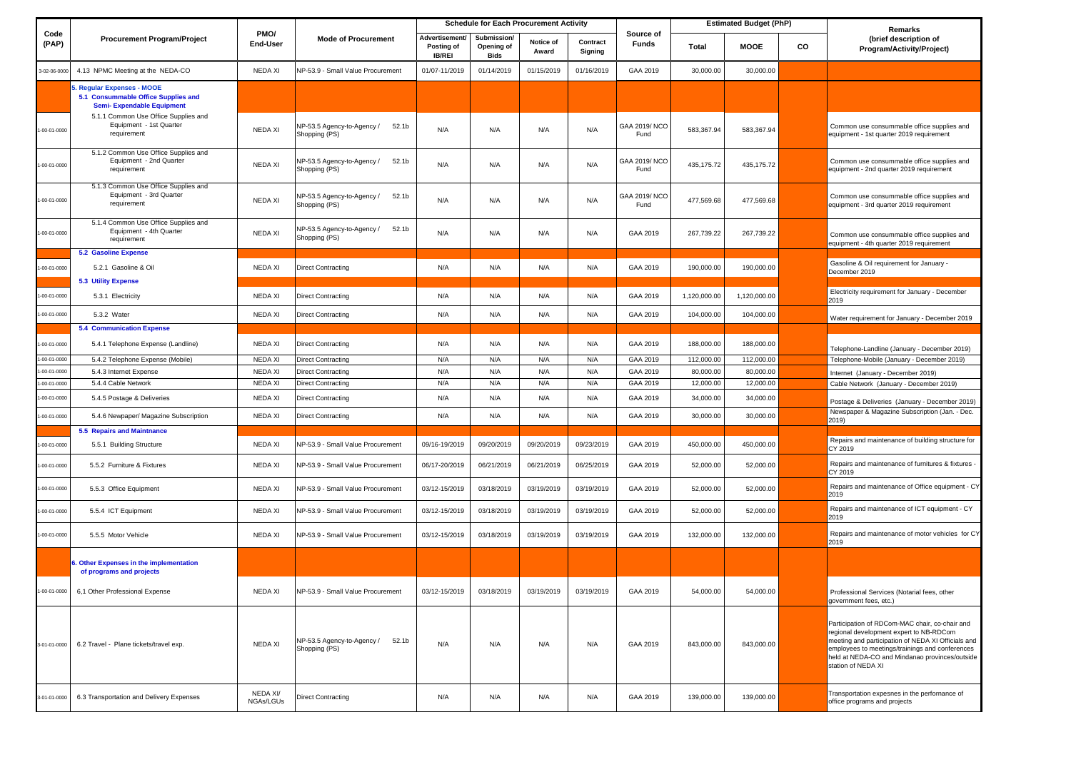| Code (PAP) | Procurement Program/Project | PMO/ End-User | Mode of Procurement | Schedule for Each Procurement Activity | | | | Source of Funds | Estimated Budget (PhP) | | | Remarks (brief description of Program/Activity/Project) |
|---|---|---|---|---|---|---|---|---|---|---|---|---|
| | | | | Advertisement/ Posting of IB/REI | Submission/ Opening of Bids | Notice of Award | Contract Signing | | Total | MOOE | CO | |
| 3-02-06-0000 | 4.13 NPMC Meeting at the NEDA-CO | NEDA XI | NP-53.9 - Small Value Procurement | 01/07-11/2019 | 01/14/2019 | 01/15/2019 | 01/16/2019 | GAA 2019 | 30,000.00 | 30,000.00 | | |
| | **5. Regular Expenses - MOOE** **5.1 Consummable Office Supplies and Semi- Expendable Equipment** | | | | | | | | | | | |
| 1-00-01-0000 | 5.1.1 Common Use Office Supplies and Equipment - 1st Quarter requirement | NEDA XI | NP-53.5 Agency-to-Agency / 52.1b Shopping (PS) | N/A | N/A | N/A | N/A | GAA 2019/ NCO Fund | 583,367.94 | 583,367.94 | | Common use consummable office supplies and equipment - 1st quarter 2019 requirement |
| 1-00-01-0000 | 5.1.2 Common Use Office Supplies and Equipment - 2nd Quarter requirement | NEDA XI | NP-53.5 Agency-to-Agency / 52.1b Shopping (PS) | N/A | N/A | N/A | N/A | GAA 2019/ NCO Fund | 435,175.72 | 435,175.72 | | Common use consummable office supplies and equipment - 2nd quarter 2019 requirement |
| 1-00-01-0000 | 5.1.3 Common Use Office Supplies and Equipment - 3rd Quarter requirement | NEDA XI | NP-53.5 Agency-to-Agency / 52.1b Shopping (PS) | N/A | N/A | N/A | N/A | GAA 2019/ NCO Fund | 477,569.68 | 477,569.68 | | Common use consummable office supplies and equipment - 3rd quarter 2019 requirement |
| 1-00-01-0000 | 5.1.4 Common Use Office Supplies and Equipment - 4th Quarter requirement | NEDA XI | NP-53.5 Agency-to-Agency / 52.1b Shopping (PS) | N/A | N/A | N/A | N/A | GAA 2019 | 267,739.22 | 267,739.22 | | Common use consummable office supplies and equipment - 4th quarter 2019 requirement |
| | **5.2 Gasoline Expense** | | | | | | | | | | | |
| 1-00-01-0000 | 5.2.1 Gasoline & Oil | NEDA XI | Direct Contracting | N/A | N/A | N/A | N/A | GAA 2019 | 190,000.00 | 190,000.00 | | Gasoline & Oil requirement for January - December 2019 |
| | **5.3 Utility Expense** | | | | | | | | | | | |
| 1-00-01-0000 | 5.3.1 Electricity | NEDA XI | Direct Contracting | N/A | N/A | N/A | N/A | GAA 2019 | 1,120,000.00 | 1,120,000.00 | | Electricity requirement for January - December 2019 |
| 1-00-01-0000 | 5.3.2 Water | NEDA XI | Direct Contracting | N/A | N/A | N/A | N/A | GAA 2019 | 104,000.00 | 104,000.00 | | Water requirement for January - December 2019 |
| | **5.4 Communication Expense** | | | | | | | | | | | |
| 1-00-01-0000 | 5.4.1 Telephone Expense (Landline) | NEDA XI | Direct Contracting | N/A | N/A | N/A | N/A | GAA 2019 | 188,000.00 | 188,000.00 | | Telephone-Landline (January - December 2019) |
| 1-00-01-0000 | 5.4.2 Telephone Expense (Mobile) | NEDA XI | Direct Contracting | N/A | N/A | N/A | N/A | GAA 2019 | 112,000.00 | 112,000.00 | | Telephone-Mobile (January - December 2019) |
| 1-00-01-0000 | 5.4.3 Internet Expense | NEDA XI | Direct Contracting | N/A | N/A | N/A | N/A | GAA 2019 | 80,000.00 | 80,000.00 | | Internet (January - December 2019) |
| 1-00-01-0000 | 5.4.4 Cable Network | NEDA XI | Direct Contracting | N/A | N/A | N/A | N/A | GAA 2019 | 12,000.00 | 12,000.00 | | Cable Network (January - December 2019) |
| 1-00-01-0000 | 5.4.5 Postage & Deliveries | NEDA XI | Direct Contracting | N/A | N/A | N/A | N/A | GAA 2019 | 34,000.00 | 34,000.00 | | Postage & Deliveries (January - December 2019) |
| 1-00-01-0000 | 5.4.6 Newpaper/ Magazine Subscription | NEDA XI | Direct Contracting | N/A | N/A | N/A | N/A | GAA 2019 | 30,000.00 | 30,000.00 | | Newspaper & Magazine Subscription (Jan. - Dec. 2019) |
| | **5.5 Repairs and Maintnance** | | | | | | | | | | | |
| 1-00-01-0000 | 5.5.1 Building Structure | NEDA XI | NP-53.9 - Small Value Procurement | 09/16-19/2019 | 09/20/2019 | 09/20/2019 | 09/23/2019 | GAA 2019 | 450,000.00 | 450,000.00 | | Repairs and maintenance of building structure for CY 2019 |
| 1-00-01-0000 | 5.5.2 Furniture & Fixtures | NEDA XI | NP-53.9 - Small Value Procurement | 06/17-20/2019 | 06/21/2019 | 06/21/2019 | 06/25/2019 | GAA 2019 | 52,000.00 | 52,000.00 | | Repairs and maintenance of furnitures & fixtures - CY 2019 |
| 1-00-01-0000 | 5.5.3 Office Equipment | NEDA XI | NP-53.9 - Small Value Procurement | 03/12-15/2019 | 03/18/2019 | 03/19/2019 | 03/19/2019 | GAA 2019 | 52,000.00 | 52,000.00 | | Repairs and maintenance of Office equipment - CY 2019 |
| 1-00-01-0000 | 5.5.4 ICT Equipment | NEDA XI | NP-53.9 - Small Value Procurement | 03/12-15/2019 | 03/18/2019 | 03/19/2019 | 03/19/2019 | GAA 2019 | 52,000.00 | 52,000.00 | | Repairs and maintenance of ICT equipment - CY 2019 |
| 1-00-01-0000 | 5.5.5 Motor Vehicle | NEDA XI | NP-53.9 - Small Value Procurement | 03/12-15/2019 | 03/18/2019 | 03/19/2019 | 03/19/2019 | GAA 2019 | 132,000.00 | 132,000.00 | | Repairs and maintenance of motor vehicles for CY 2019 |
| | **6. Other Expenses in the implementation of programs and projects** | | | | | | | | | | | |
| 1-00-01-0000 | 6,1 Other Professional Expense | NEDA XI | NP-53.9 - Small Value Procurement | 03/12-15/2019 | 03/18/2019 | 03/19/2019 | 03/19/2019 | GAA 2019 | 54,000.00 | 54,000.00 | | Professional Services (Notarial fees, other government fees, etc.) |
| 3-01-01-0000 | 6.2 Travel - Plane tickets/travel exp. | NEDA XI | NP-53.5 Agency-to-Agency / 52.1b Shopping (PS) | N/A | N/A | N/A | N/A | GAA 2019 | 843,000.00 | 843,000.00 | | Participation of RDCom-MAC chair, co-chair and regional development expert to NB-RDCom meeting and participation of NEDA XI Officials and employees to meetings/trainings and conferences held at NEDA-CO and Mindanao provinces/outside station of NEDA XI |
| 3-01-01-0000 | 6.3 Transportation and Delivery Expenses | NEDA XI/ NGAs/LGUs | Direct Contracting | N/A | N/A | N/A | N/A | GAA 2019 | 139,000.00 | 139,000.00 | | Transportation expesnes in the perfomance of office programs and projects |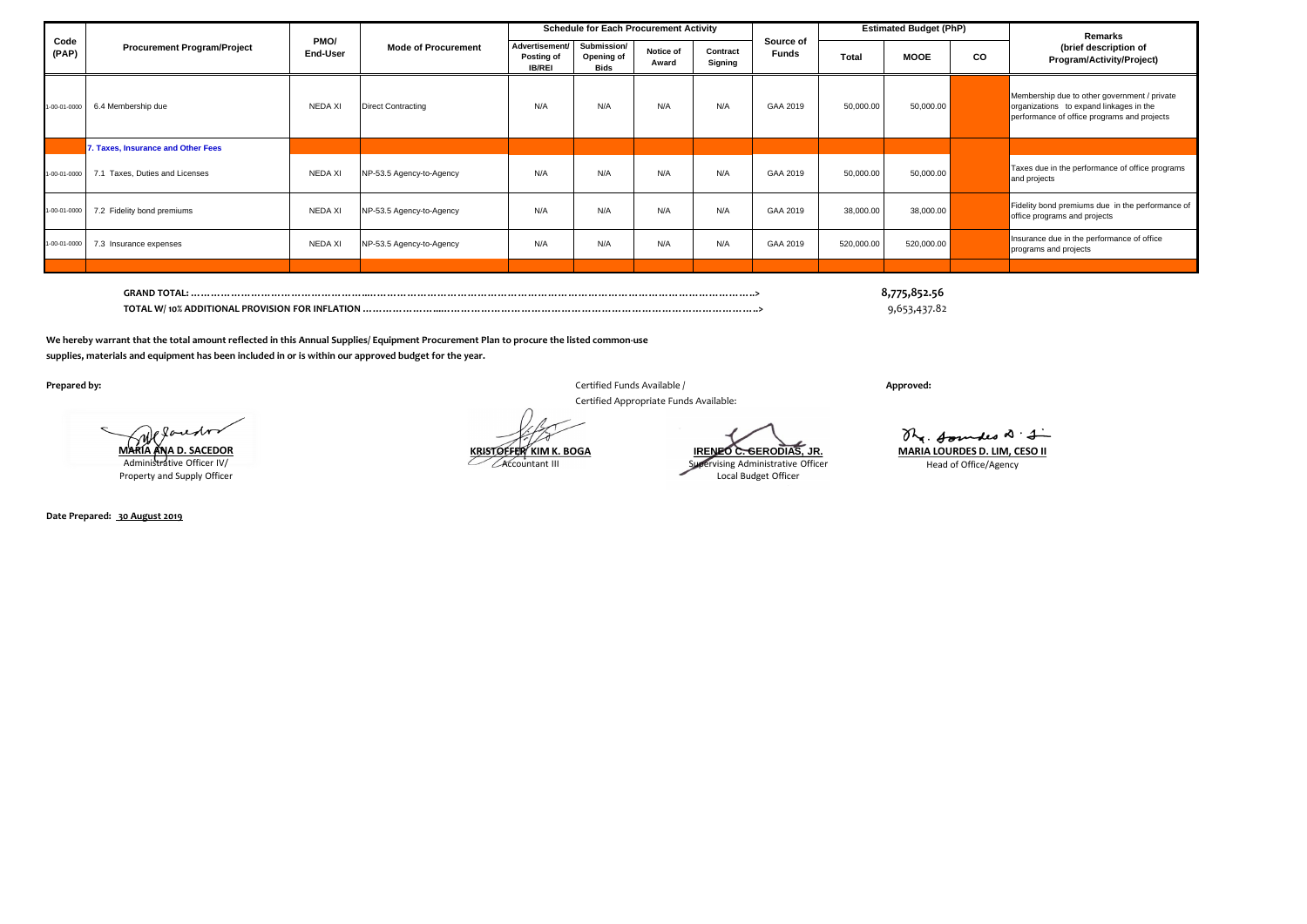| Code (PAP) | Procurement Program/Project | PMO/ End-User | Mode of Procurement | Schedule for Each Procurement Activity | | | | Source of Funds | Estimated Budget (PhP) | | | Remarks (brief description of Program/Activity/Project) |
|---|---|---|---|---|---|---|---|---|---|---|---|---|
| | | | | Advertisement/ Posting of IB/REI | Submission/ Opening of Bids | Notice of Award | Contract Signing | | Total | MOOE | CO | |
| 1-00-01-0000 | 6.4 Membership due | NEDA XI | Direct Contracting | N/A | N/A | N/A | N/A | GAA 2019 | 50,000.00 | 50,000.00 | | Membership due to other government / private organizations to expand linkages in the performance of office programs and projects |
| | **7. Taxes, Insurance and Other Fees** | | | | | | | | | | | |
| 1-00-01-0000 | 7.1 Taxes, Duties and Licenses | NEDA XI | NP-53.5 Agency-to-Agency | N/A | N/A | N/A | N/A | GAA 2019 | 50,000.00 | 50,000.00 | | Taxes due in the performance of office programs and projects |
| 1-00-01-0000 | 7.2 Fidelity bond premiums | NEDA XI | NP-53.5 Agency-to-Agency | N/A | N/A | N/A | N/A | GAA 2019 | 38,000.00 | 38,000.00 | | Fidelity bond premiums due in the performance of office programs and projects |
| 1-00-01-0000 | 7.3 Insurance expenses | NEDA XI | NP-53.5 Agency-to-Agency | N/A | N/A | N/A | N/A | GAA 2019 | 520,000.00 | 520,000.00 | | Insurance due in the performance of office programs and projects |

**GRAND TOTAL: ……………………………………………………………………………………………………………………………………..> 8,775,852.56**

**TOTAL W/ 10% ADDITIONAL PROVISION FOR INFLATION ……………………………………………………………………………………..>** 9,653,437.82

**We hereby warrant that the total amount reflected in this Annual Supplies/ Equipment Procurement Plan to procure the listed common-use supplies, materials and equipment has been included in or is within our approved budget for the year.**

**Prepared by:**

**MARIA ANA D. SACEDOR**
Administrative Officer IV/
Property and Supply Officer

Certified Funds Available /
Certified Appropriate Funds Available:

**KRISTOFFER KIM K. BOGA**
Accountant III

**IRENEO C. GERODIAS, JR.**
Supervising Administrative Officer
Local Budget Officer

**Approved:**

**MARIA LOURDES D. LIM, CESO II**
Head of Office/Agency

**Date Prepared: 30 August 2019**